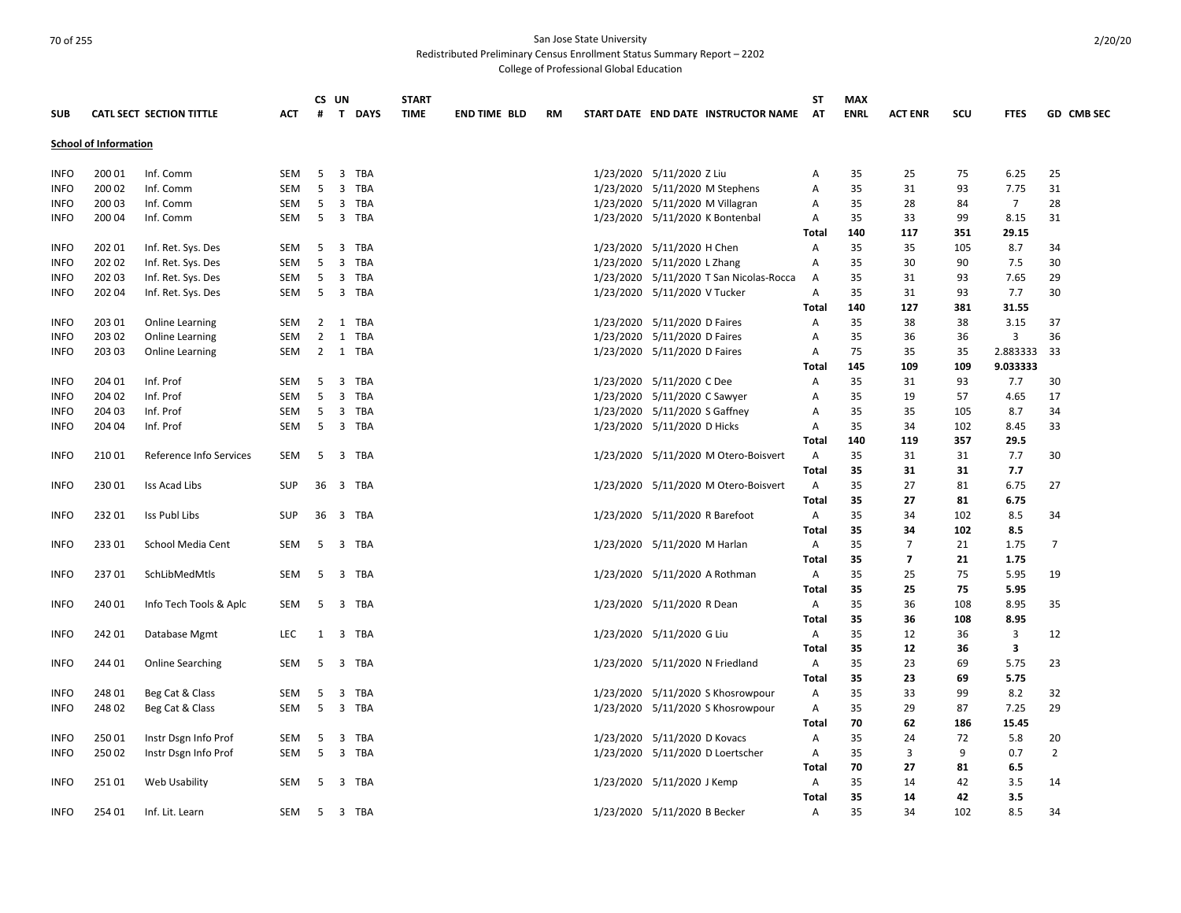San Jose State University
Redistributed Preliminary Census Enrollment Status Summary Report – 2202
College of Professional Global Education

| SUB | CATL | SECT | SECTION TITTLE | ACT | CS # | UN T | DAYS | START TIME | END TIME | BLD | RM | START DATE | END DATE | INSTRUCTOR NAME | ST AT | MAX ENRL | ACT ENR | SCU | FTES | GD | CMB SEC |
|---|---|---|---|---|---|---|---|---|---|---|---|---|---|---|---|---|---|---|---|---|---|
| **School of Information** | | | | | | | | | | | | | | | | | | | | | |
| INFO | 200 | 01 | Inf. Comm | SEM | 5 | 3 | TBA | | | | | 1/23/2020 | 5/11/2020 | Z Liu | A | 35 | 25 | 75 | 6.25 | 25 | |
| INFO | 200 | 02 | Inf. Comm | SEM | 5 | 3 | TBA | | | | | 1/23/2020 | 5/11/2020 | M Stephens | A | 35 | 31 | 93 | 7.75 | 31 | |
| INFO | 200 | 03 | Inf. Comm | SEM | 5 | 3 | TBA | | | | | 1/23/2020 | 5/11/2020 | M Villagran | A | 35 | 28 | 84 | 7 | 28 | |
| INFO | 200 | 04 | Inf. Comm | SEM | 5 | 3 | TBA | | | | | 1/23/2020 | 5/11/2020 | K Bontenbal | A | 35 | 33 | 99 | 8.15 | 31 | |
| | | | | | | | | | | | | | | | **Total** | **140** | **117** | **351** | **29.15** | | |
| INFO | 202 | 01 | Inf. Ret. Sys. Des | SEM | 5 | 3 | TBA | | | | | 1/23/2020 | 5/11/2020 | H Chen | A | 35 | 35 | 105 | 8.7 | 34 | |
| INFO | 202 | 02 | Inf. Ret. Sys. Des | SEM | 5 | 3 | TBA | | | | | 1/23/2020 | 5/11/2020 | L Zhang | A | 35 | 30 | 90 | 7.5 | 30 | |
| INFO | 202 | 03 | Inf. Ret. Sys. Des | SEM | 5 | 3 | TBA | | | | | 1/23/2020 | 5/11/2020 | T San Nicolas-Rocca | A | 35 | 31 | 93 | 7.65 | 29 | |
| INFO | 202 | 04 | Inf. Ret. Sys. Des | SEM | 5 | 3 | TBA | | | | | 1/23/2020 | 5/11/2020 | V Tucker | A | 35 | 31 | 93 | 7.7 | 30 | |
| | | | | | | | | | | | | | | | **Total** | **140** | **127** | **381** | **31.55** | | |
| INFO | 203 | 01 | Online Learning | SEM | 2 | 1 | TBA | | | | | 1/23/2020 | 5/11/2020 | D Faires | A | 35 | 38 | 38 | 3.15 | 37 | |
| INFO | 203 | 02 | Online Learning | SEM | 2 | 1 | TBA | | | | | 1/23/2020 | 5/11/2020 | D Faires | A | 35 | 36 | 36 | 3 | 36 | |
| INFO | 203 | 03 | Online Learning | SEM | 2 | 1 | TBA | | | | | 1/23/2020 | 5/11/2020 | D Faires | A | 75 | 35 | 35 | 2.883333 | 33 | |
| | | | | | | | | | | | | | | | **Total** | **145** | **109** | **109** | **9.033333** | | |
| INFO | 204 | 01 | Inf. Prof | SEM | 5 | 3 | TBA | | | | | 1/23/2020 | 5/11/2020 | C Dee | A | 35 | 31 | 93 | 7.7 | 30 | |
| INFO | 204 | 02 | Inf. Prof | SEM | 5 | 3 | TBA | | | | | 1/23/2020 | 5/11/2020 | C Sawyer | A | 35 | 19 | 57 | 4.65 | 17 | |
| INFO | 204 | 03 | Inf. Prof | SEM | 5 | 3 | TBA | | | | | 1/23/2020 | 5/11/2020 | S Gaffney | A | 35 | 35 | 105 | 8.7 | 34 | |
| INFO | 204 | 04 | Inf. Prof | SEM | 5 | 3 | TBA | | | | | 1/23/2020 | 5/11/2020 | D Hicks | A | 35 | 34 | 102 | 8.45 | 33 | |
| | | | | | | | | | | | | | | | **Total** | **140** | **119** | **357** | **29.5** | | |
| INFO | 210 | 01 | Reference Info Services | SEM | 5 | 3 | TBA | | | | | 1/23/2020 | 5/11/2020 | M Otero-Boisvert | A | 35 | 31 | 31 | 7.7 | 30 | |
| | | | | | | | | | | | | | | | **Total** | **35** | **31** | **31** | **7.7** | | |
| INFO | 230 | 01 | Iss Acad Libs | SUP | 36 | 3 | TBA | | | | | 1/23/2020 | 5/11/2020 | M Otero-Boisvert | A | 35 | 27 | 81 | 6.75 | 27 | |
| | | | | | | | | | | | | | | | **Total** | **35** | **27** | **81** | **6.75** | | |
| INFO | 232 | 01 | Iss Publ Libs | SUP | 36 | 3 | TBA | | | | | 1/23/2020 | 5/11/2020 | R Barefoot | A | 35 | 34 | 102 | 8.5 | 34 | |
| | | | | | | | | | | | | | | | **Total** | **35** | **34** | **102** | **8.5** | | |
| INFO | 233 | 01 | School Media Cent | SEM | 5 | 3 | TBA | | | | | 1/23/2020 | 5/11/2020 | M Harlan | A | 35 | 7 | 21 | 1.75 | 7 | |
| | | | | | | | | | | | | | | | **Total** | **35** | **7** | **21** | **1.75** | | |
| INFO | 237 | 01 | SchLibMedMtls | SEM | 5 | 3 | TBA | | | | | 1/23/2020 | 5/11/2020 | A Rothman | A | 35 | 25 | 75 | 5.95 | 19 | |
| | | | | | | | | | | | | | | | **Total** | **35** | **25** | **75** | **5.95** | | |
| INFO | 240 | 01 | Info Tech Tools & Aplc | SEM | 5 | 3 | TBA | | | | | 1/23/2020 | 5/11/2020 | R Dean | A | 35 | 36 | 108 | 8.95 | 35 | |
| | | | | | | | | | | | | | | | **Total** | **35** | **36** | **108** | **8.95** | | |
| INFO | 242 | 01 | Database Mgmt | LEC | 1 | 3 | TBA | | | | | 1/23/2020 | 5/11/2020 | G Liu | A | 35 | 12 | 36 | 3 | 12 | |
| | | | | | | | | | | | | | | | **Total** | **35** | **12** | **36** | **3** | | |
| INFO | 244 | 01 | Online Searching | SEM | 5 | 3 | TBA | | | | | 1/23/2020 | 5/11/2020 | N Friedland | A | 35 | 23 | 69 | 5.75 | 23 | |
| | | | | | | | | | | | | | | | **Total** | **35** | **23** | **69** | **5.75** | | |
| INFO | 248 | 01 | Beg Cat & Class | SEM | 5 | 3 | TBA | | | | | 1/23/2020 | 5/11/2020 | S Khosrowpour | A | 35 | 33 | 99 | 8.2 | 32 | |
| INFO | 248 | 02 | Beg Cat & Class | SEM | 5 | 3 | TBA | | | | | 1/23/2020 | 5/11/2020 | S Khosrowpour | A | 35 | 29 | 87 | 7.25 | 29 | |
| | | | | | | | | | | | | | | | **Total** | **70** | **62** | **186** | **15.45** | | |
| INFO | 250 | 01 | Instr Dsgn Info Prof | SEM | 5 | 3 | TBA | | | | | 1/23/2020 | 5/11/2020 | D Kovacs | A | 35 | 24 | 72 | 5.8 | 20 | |
| INFO | 250 | 02 | Instr Dsgn Info Prof | SEM | 5 | 3 | TBA | | | | | 1/23/2020 | 5/11/2020 | D Loertscher | A | 35 | 3 | 9 | 0.7 | 2 | |
| | | | | | | | | | | | | | | | **Total** | **70** | **27** | **81** | **6.5** | | |
| INFO | 251 | 01 | Web Usability | SEM | 5 | 3 | TBA | | | | | 1/23/2020 | 5/11/2020 | J Kemp | A | 35 | 14 | 42 | 3.5 | 14 | |
| | | | | | | | | | | | | | | | **Total** | **35** | **14** | **42** | **3.5** | | |
| INFO | 254 | 01 | Inf. Lit. Learn | SEM | 5 | 3 | TBA | | | | | 1/23/2020 | 5/11/2020 | B Becker | A | 35 | 34 | 102 | 8.5 | 34 | |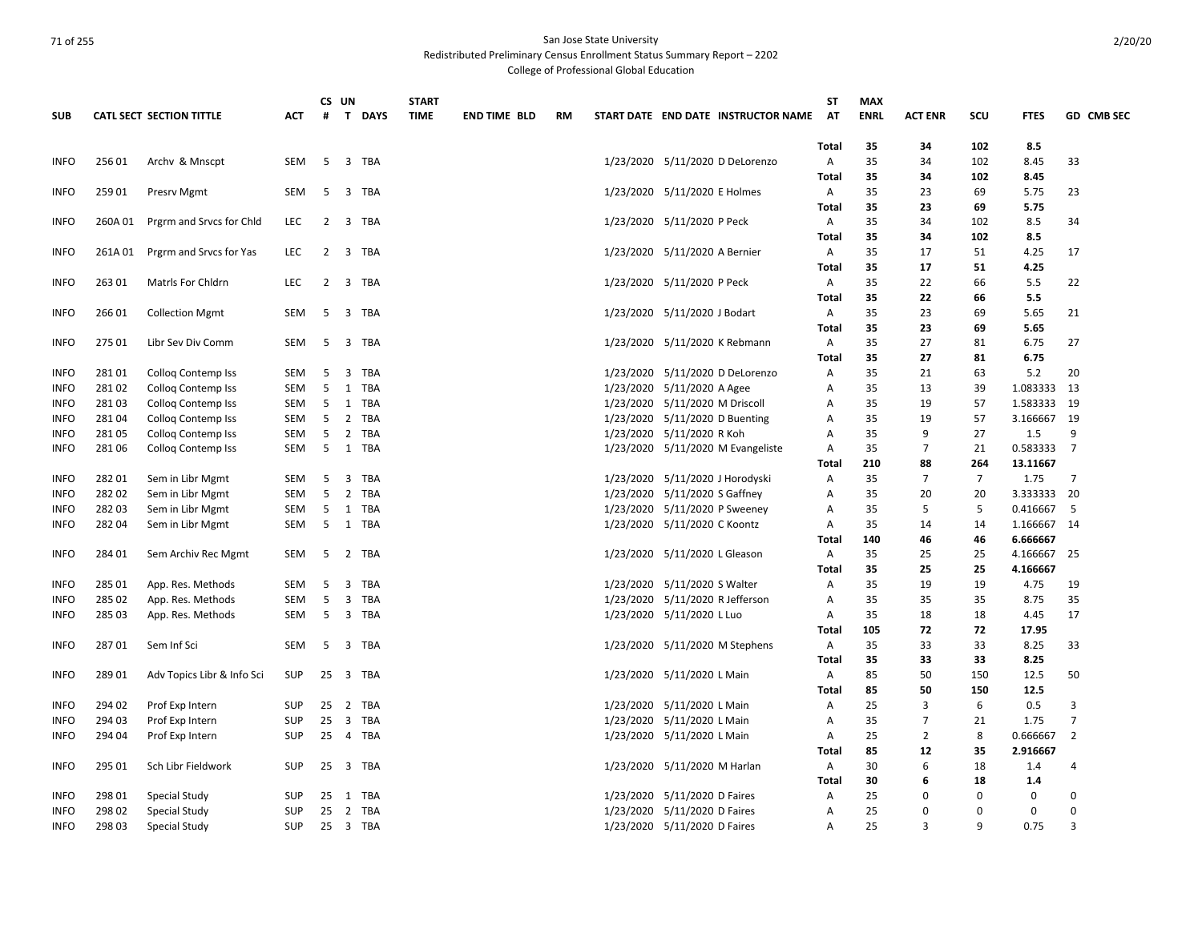San Jose State University
Redistributed Preliminary Census Enrollment Status Summary Report – 2202
College of Professional Global Education

| SUB | CATL SECT | SECTION TITTLE | ACT | CS # | UN T | DAYS | START TIME | END TIME | BLD | RM | START DATE | END DATE | INSTRUCTOR NAME | ST AT | MAX ENRL | ACT ENR | SCU | FTES | GD | CMB SEC |
|---|---|---|---|---|---|---|---|---|---|---|---|---|---|---|---|---|---|---|---|---|
| | | | | | | | | | | | | | | **Total** | **35** | **34** | **102** | **8.5** | | |
| INFO | 256 01 | Archv & Mnscpt | SEM | 5 | 3 | TBA | | | | | 1/23/2020 | 5/11/2020 | D DeLorenzo | A | 35 | 34 | 102 | 8.45 | 33 | |
| | | | | | | | | | | | | | | **Total** | **35** | **34** | **102** | **8.45** | | |
| INFO | 259 01 | Presrv Mgmt | SEM | 5 | 3 | TBA | | | | | 1/23/2020 | 5/11/2020 | E Holmes | A | 35 | 23 | 69 | 5.75 | 23 | |
| | | | | | | | | | | | | | | **Total** | **35** | **23** | **69** | **5.75** | | |
| INFO | 260A 01 | Prgrm and Srvcs for Chld | LEC | 2 | 3 | TBA | | | | | 1/23/2020 | 5/11/2020 | P Peck | A | 35 | 34 | 102 | 8.5 | 34 | |
| | | | | | | | | | | | | | | **Total** | **35** | **34** | **102** | **8.5** | | |
| INFO | 261A 01 | Prgrm and Srvcs for Yas | LEC | 2 | 3 | TBA | | | | | 1/23/2020 | 5/11/2020 | A Bernier | A | 35 | 17 | 51 | 4.25 | 17 | |
| | | | | | | | | | | | | | | **Total** | **35** | **17** | **51** | **4.25** | | |
| INFO | 263 01 | Matrls For Chldrn | LEC | 2 | 3 | TBA | | | | | 1/23/2020 | 5/11/2020 | P Peck | A | 35 | 22 | 66 | 5.5 | 22 | |
| | | | | | | | | | | | | | | **Total** | **35** | **22** | **66** | **5.5** | | |
| INFO | 266 01 | Collection Mgmt | SEM | 5 | 3 | TBA | | | | | 1/23/2020 | 5/11/2020 | J Bodart | A | 35 | 23 | 69 | 5.65 | 21 | |
| | | | | | | | | | | | | | | **Total** | **35** | **23** | **69** | **5.65** | | |
| INFO | 275 01 | Libr Sev Div Comm | SEM | 5 | 3 | TBA | | | | | 1/23/2020 | 5/11/2020 | K Rebmann | A | 35 | 27 | 81 | 6.75 | 27 | |
| | | | | | | | | | | | | | | **Total** | **35** | **27** | **81** | **6.75** | | |
| INFO | 281 01 | Colloq Contemp Iss | SEM | 5 | 3 | TBA | | | | | 1/23/2020 | 5/11/2020 | D DeLorenzo | A | 35 | 21 | 63 | 5.2 | 20 | |
| INFO | 281 02 | Colloq Contemp Iss | SEM | 5 | 1 | TBA | | | | | 1/23/2020 | 5/11/2020 | A Agee | A | 35 | 13 | 39 | 1.083333 | 13 | |
| INFO | 281 03 | Colloq Contemp Iss | SEM | 5 | 1 | TBA | | | | | 1/23/2020 | 5/11/2020 | M Driscoll | A | 35 | 19 | 57 | 1.583333 | 19 | |
| INFO | 281 04 | Colloq Contemp Iss | SEM | 5 | 2 | TBA | | | | | 1/23/2020 | 5/11/2020 | D Buenting | A | 35 | 19 | 57 | 3.166667 | 19 | |
| INFO | 281 05 | Colloq Contemp Iss | SEM | 5 | 2 | TBA | | | | | 1/23/2020 | 5/11/2020 | R Koh | A | 35 | 9 | 27 | 1.5 | 9 | |
| INFO | 281 06 | Colloq Contemp Iss | SEM | 5 | 1 | TBA | | | | | 1/23/2020 | 5/11/2020 | M Evangeliste | A | 35 | 7 | 21 | 0.583333 | 7 | |
| | | | | | | | | | | | | | | **Total** | **210** | **88** | **264** | **13.11667** | | |
| INFO | 282 01 | Sem in Libr Mgmt | SEM | 5 | 3 | TBA | | | | | 1/23/2020 | 5/11/2020 | J Horodyski | A | 35 | 7 | 7 | 1.75 | 7 | |
| INFO | 282 02 | Sem in Libr Mgmt | SEM | 5 | 2 | TBA | | | | | 1/23/2020 | 5/11/2020 | S Gaffney | A | 35 | 20 | 20 | 3.333333 | 20 | |
| INFO | 282 03 | Sem in Libr Mgmt | SEM | 5 | 1 | TBA | | | | | 1/23/2020 | 5/11/2020 | P Sweeney | A | 35 | 5 | 5 | 0.416667 | 5 | |
| INFO | 282 04 | Sem in Libr Mgmt | SEM | 5 | 1 | TBA | | | | | 1/23/2020 | 5/11/2020 | C Koontz | A | 35 | 14 | 14 | 1.166667 | 14 | |
| | | | | | | | | | | | | | | **Total** | **140** | **46** | **46** | **6.666667** | | |
| INFO | 284 01 | Sem Archiv Rec Mgmt | SEM | 5 | 2 | TBA | | | | | 1/23/2020 | 5/11/2020 | L Gleason | A | 35 | 25 | 25 | 4.166667 | 25 | |
| | | | | | | | | | | | | | | **Total** | **35** | **25** | **25** | **4.166667** | | |
| INFO | 285 01 | App. Res. Methods | SEM | 5 | 3 | TBA | | | | | 1/23/2020 | 5/11/2020 | S Walter | A | 35 | 19 | 19 | 4.75 | 19 | |
| INFO | 285 02 | App. Res. Methods | SEM | 5 | 3 | TBA | | | | | 1/23/2020 | 5/11/2020 | R Jefferson | A | 35 | 35 | 35 | 8.75 | 35 | |
| INFO | 285 03 | App. Res. Methods | SEM | 5 | 3 | TBA | | | | | 1/23/2020 | 5/11/2020 | L Luo | A | 35 | 18 | 18 | 4.45 | 17 | |
| | | | | | | | | | | | | | | **Total** | **105** | **72** | **72** | **17.95** | | |
| INFO | 287 01 | Sem Inf Sci | SEM | 5 | 3 | TBA | | | | | 1/23/2020 | 5/11/2020 | M Stephens | A | 35 | 33 | 33 | 8.25 | 33 | |
| | | | | | | | | | | | | | | **Total** | **35** | **33** | **33** | **8.25** | | |
| INFO | 289 01 | Adv Topics Libr & Info Sci | SUP | 25 | 3 | TBA | | | | | 1/23/2020 | 5/11/2020 | L Main | A | 85 | 50 | 150 | 12.5 | 50 | |
| | | | | | | | | | | | | | | **Total** | **85** | **50** | **150** | **12.5** | | |
| INFO | 294 02 | Prof Exp Intern | SUP | 25 | 2 | TBA | | | | | 1/23/2020 | 5/11/2020 | L Main | A | 25 | 3 | 6 | 0.5 | 3 | |
| INFO | 294 03 | Prof Exp Intern | SUP | 25 | 3 | TBA | | | | | 1/23/2020 | 5/11/2020 | L Main | A | 35 | 7 | 21 | 1.75 | 7 | |
| INFO | 294 04 | Prof Exp Intern | SUP | 25 | 4 | TBA | | | | | 1/23/2020 | 5/11/2020 | L Main | A | 25 | 2 | 8 | 0.666667 | 2 | |
| | | | | | | | | | | | | | | **Total** | **85** | **12** | **35** | **2.916667** | | |
| INFO | 295 01 | Sch Libr Fieldwork | SUP | 25 | 3 | TBA | | | | | 1/23/2020 | 5/11/2020 | M Harlan | A | 30 | 6 | 18 | 1.4 | 4 | |
| | | | | | | | | | | | | | | **Total** | **30** | **6** | **18** | **1.4** | | |
| INFO | 298 01 | Special Study | SUP | 25 | 1 | TBA | | | | | 1/23/2020 | 5/11/2020 | D Faires | A | 25 | 0 | 0 | 0 | 0 | |
| INFO | 298 02 | Special Study | SUP | 25 | 2 | TBA | | | | | 1/23/2020 | 5/11/2020 | D Faires | A | 25 | 0 | 0 | 0 | 0 | |
| INFO | 298 03 | Special Study | SUP | 25 | 3 | TBA | | | | | 1/23/2020 | 5/11/2020 | D Faires | A | 25 | 3 | 9 | 0.75 | 3 | |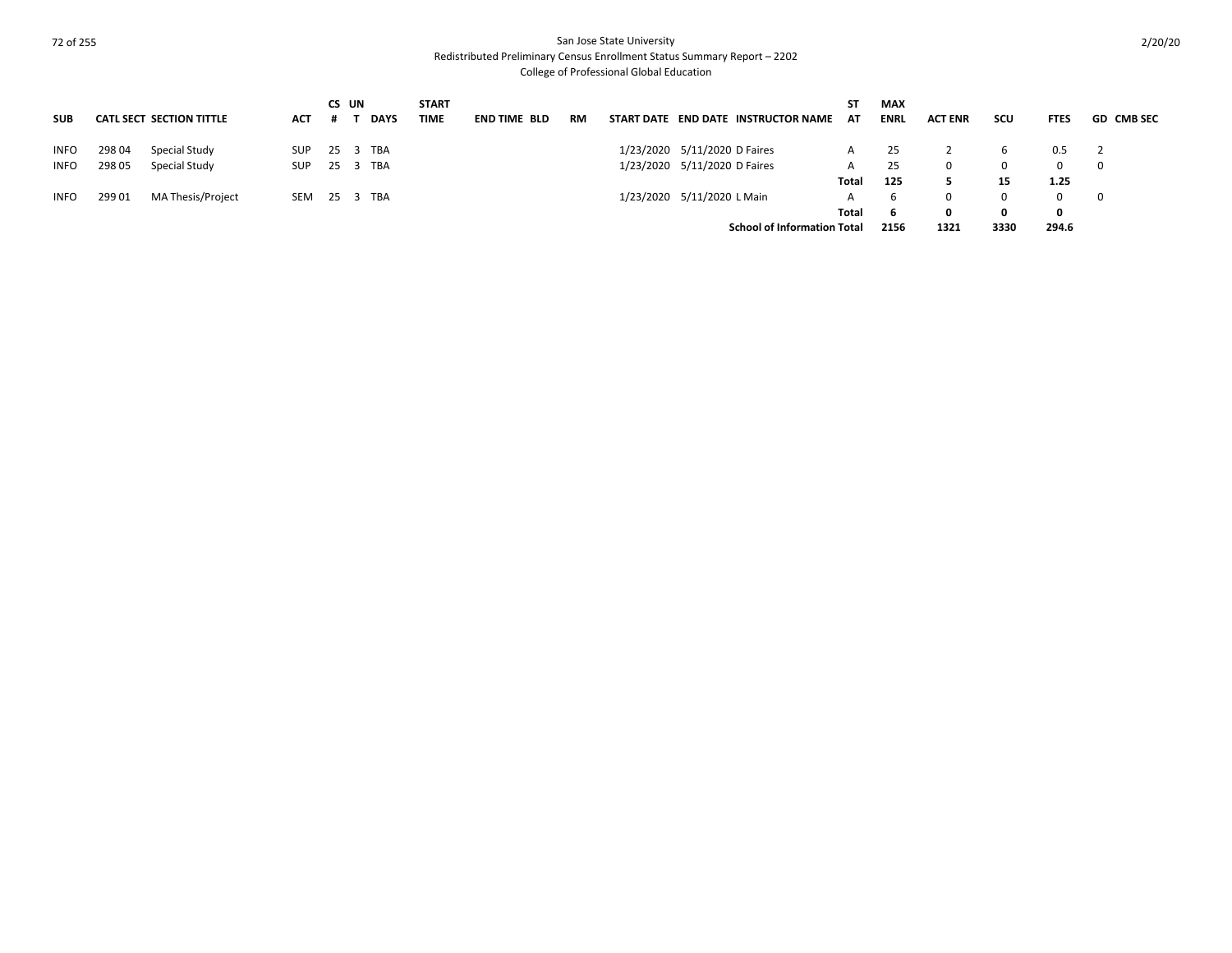San Jose State University
Redistributed Preliminary Census Enrollment Status Summary Report – 2202
College of Professional Global Education

| SUB | CATL | SECT | SECTION TITTLE | ACT | CS # | UNT | DAYS | START TIME | END TIME | BLD | RM | START DATE | END DATE | INSTRUCTOR NAME | STAT | MAX ENRL | ACT ENR | SCU | FTES | GD | CMB SEC |
|---|---|---|---|---|---|---|---|---|---|---|---|---|---|---|---|---|---|---|---|---|---|
| INFO | 298 | 04 | Special Study | SUP | 25 | 3 | TBA | | | | | 1/23/2020 | 5/11/2020 | D Faires | A | 25 | 2 | 6 | 0.5 | 2 | |
| INFO | 298 | 05 | Special Study | SUP | 25 | 3 | TBA | | | | | 1/23/2020 | 5/11/2020 | D Faires | A | 25 | 0 | 0 | 0 | 0 | |
| | | | | | | | | | | | | | | | **Total** | **125** | **5** | **15** | **1.25** | | |
| INFO | 299 | 01 | MA Thesis/Project | SEM | 25 | 3 | TBA | | | | | 1/23/2020 | 5/11/2020 | L Main | A | 6 | 0 | 0 | 0 | 0 | |
| | | | | | | | | | | | | | | | **Total** | **6** | **0** | **0** | **0** | | |
| | | | | | | | | | | | | | | **School of Information Total** | | **2156** | **1321** | **3330** | **294.6** | | |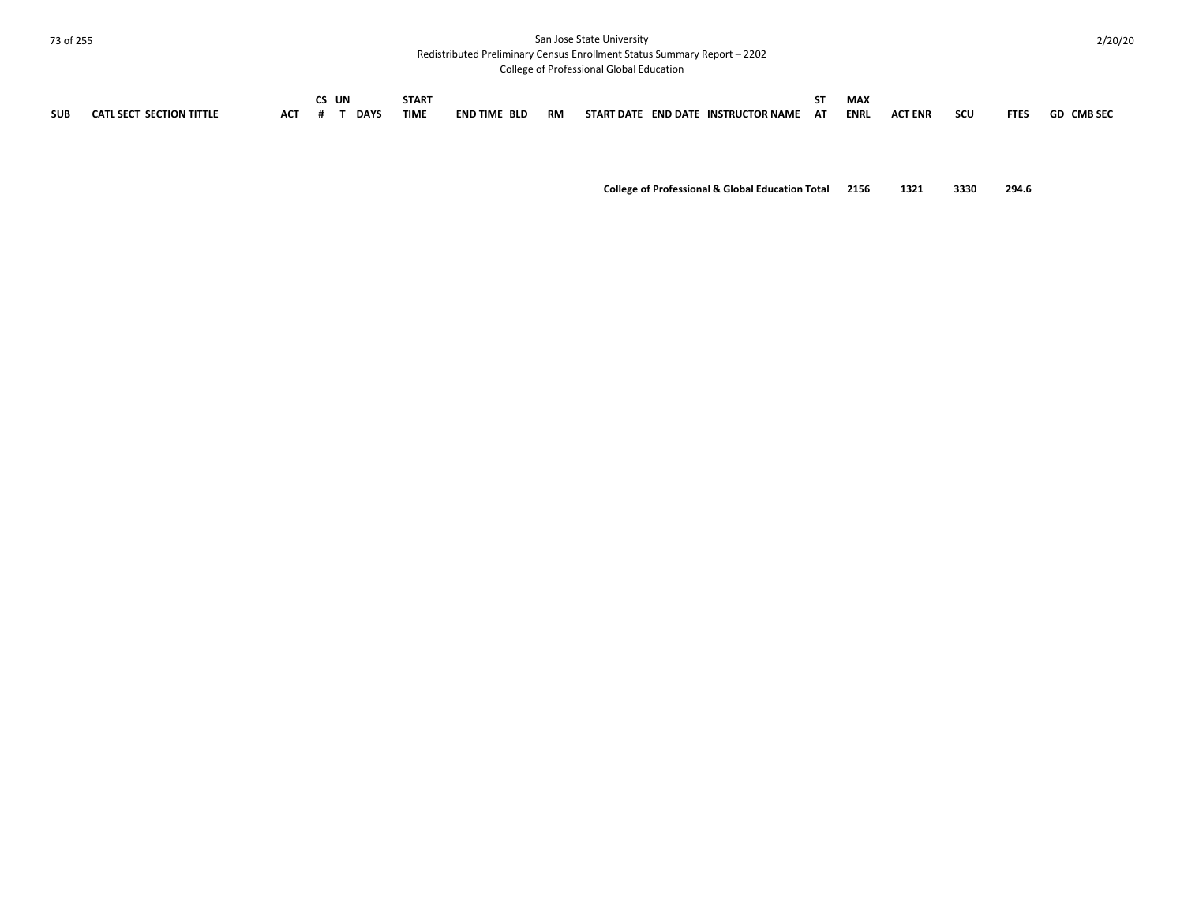| SUB | CATL SECT SECTION TITTLE | ACT | CS # | UN T | DAYS | START TIME | END TIME | BLD | RM | START DATE | END DATE | INSTRUCTOR NAME | ST AT | MAX ENRL | ACT ENR | SCU | FTES | GD | CMB SEC |
|---|---|---|---|---|---|---|---|---|---|---|---|---|---|---|---|---|---|---|---|
| | | | | | | | | | | | | **College of Professional & Global Education Total** | | **2156** | **1321** | **3330** | **294.6** | | |